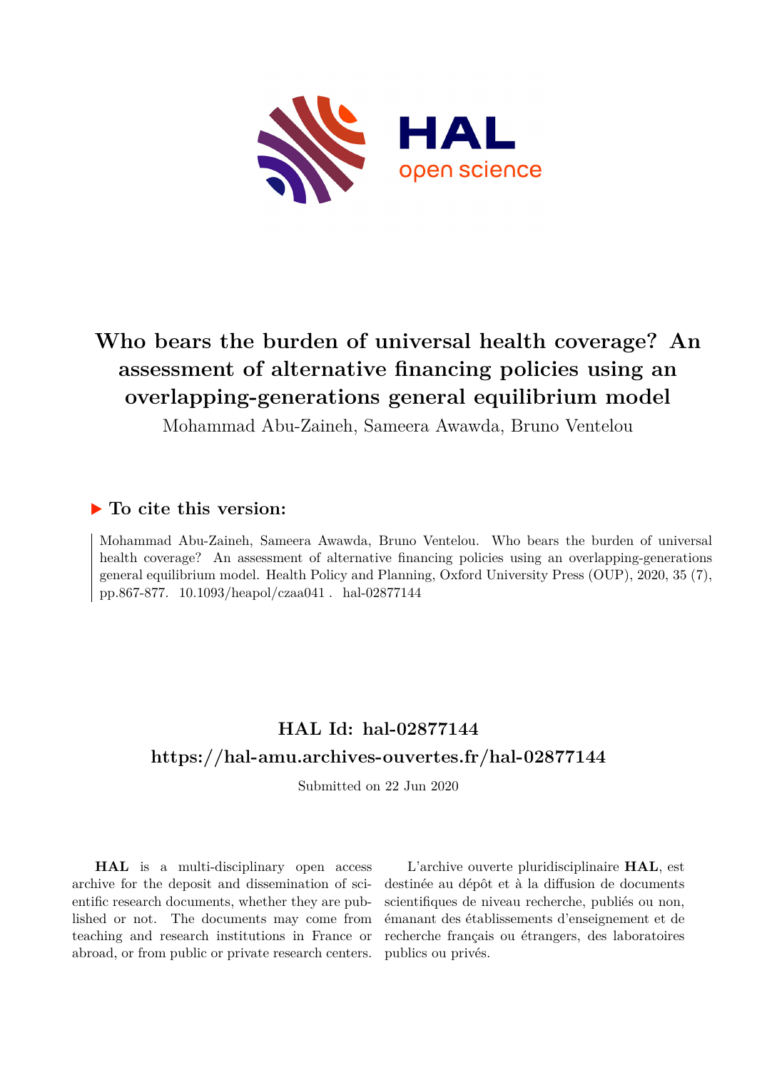# Who bears the burden of universal health coverage? An assessment of alternative financing policies using an overlapping-generations general equilibrium model

Mohammad Abu-Zaineh, Sameera Awawda, Bruno Ventelou

## ▶ To cite this version:

Mohammad Abu-Zaineh, Sameera Awawda, Bruno Ventelou. Who bears the burden of universal health coverage? An assessment of alternative financing policies using an overlapping-generations general equilibrium model. Health Policy and Planning, Oxford University Press (OUP), 2020, 35 (7), pp.867-877. 10.1093/heapol/czaa041 . hal-02877144

## HAL Id: hal-02877144

## https://hal-amu.archives-ouvertes.fr/hal-02877144

Submitted on 22 Jun 2020

**HAL** is a multi-disciplinary open access archive for the deposit and dissemination of scientific research documents, whether they are published or not. The documents may come from teaching and research institutions in France or abroad, or from public or private research centers.

L'archive ouverte pluridisciplinaire **HAL**, est destinée au dépôt et à la diffusion de documents scientifiques de niveau recherche, publiés ou non, émanant des établissements d'enseignement et de recherche français ou étrangers, des laboratoires publics ou privés.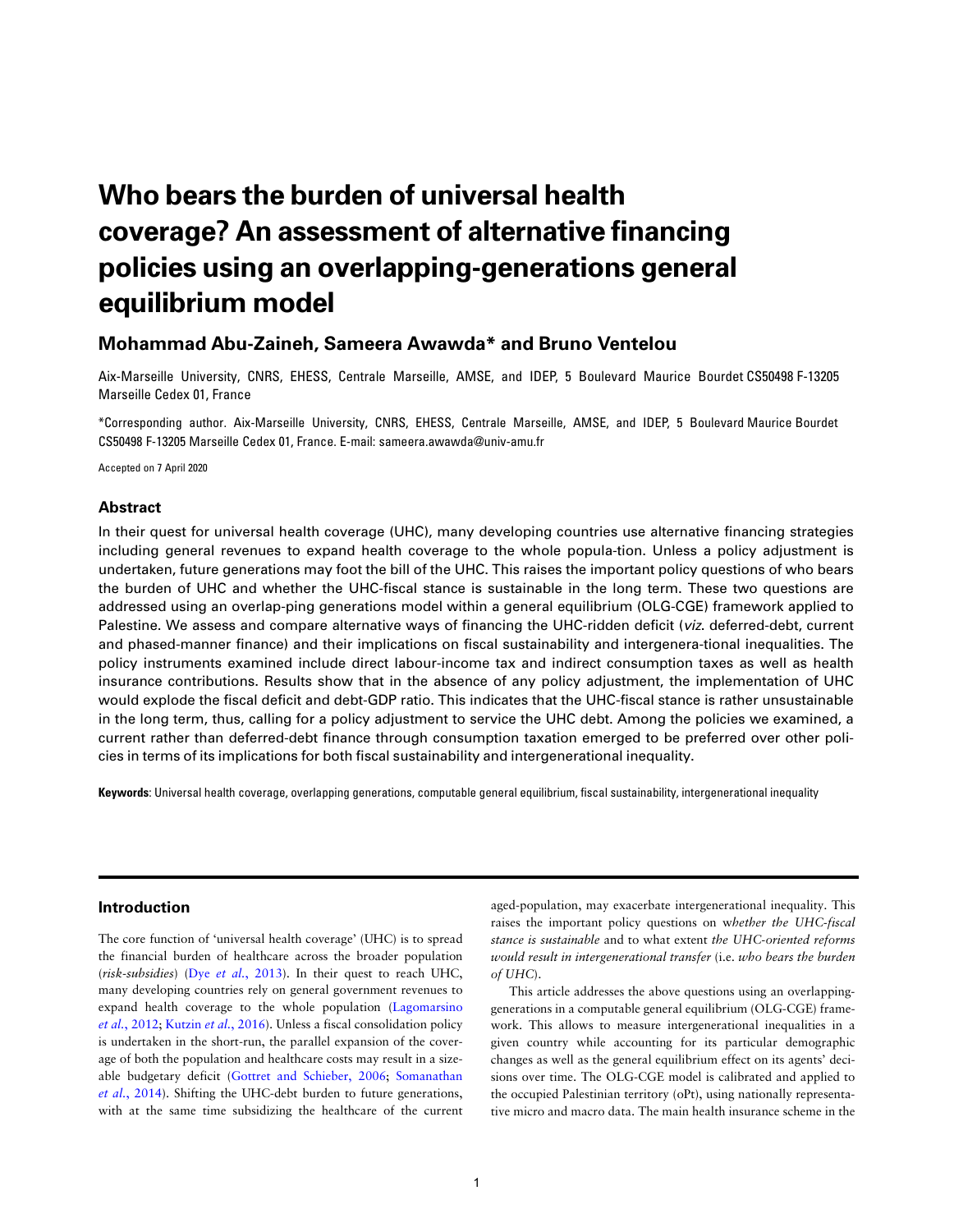# Who bears the burden of universal health coverage? An assessment of alternative financing policies using an overlapping-generations general equilibrium model

## Mohammad Abu-Zaineh, Sameera Awawda* and Bruno Ventelou

Aix-Marseille University, CNRS, EHESS, Centrale Marseille, AMSE, and IDEP, 5 Boulevard Maurice Bourdet CS50498 F-13205 Marseille Cedex 01, France

*Corresponding author. Aix-Marseille University, CNRS, EHESS, Centrale Marseille, AMSE, and IDEP, 5 Boulevard Maurice Bourdet CS50498 F-13205 Marseille Cedex 01, France. E-mail: sameera.awawda@univ-amu.fr

Accepted on 7 April 2020

## Abstract

In their quest for universal health coverage (UHC), many developing countries use alternative financing strategies including general revenues to expand health coverage to the whole popula-tion. Unless a policy adjustment is undertaken, future generations may foot the bill of the UHC. This raises the important policy questions of who bears the burden of UHC and whether the UHC-fiscal stance is sustainable in the long term. These two questions are addressed using an overlap-ping generations model within a general equilibrium (OLG-CGE) framework applied to Palestine. We assess and compare alternative ways of financing the UHC-ridden deficit (*viz.* deferred-debt, current and phased-manner finance) and their implications on fiscal sustainability and intergenera-tional inequalities. The policy instruments examined include direct labour-income tax and indirect consumption taxes as well as health insurance contributions. Results show that in the absence of any policy adjustment, the implementation of UHC would explode the fiscal deficit and debt-GDP ratio. This indicates that the UHC-fiscal stance is rather unsustainable in the long term, thus, calling for a policy adjustment to service the UHC debt. Among the policies we examined, a current rather than deferred-debt finance through consumption taxation emerged to be preferred over other poli-cies in terms of its implications for both fiscal sustainability and intergenerational inequality.

**Keywords**: Universal health coverage, overlapping generations, computable general equilibrium, fiscal sustainability, intergenerational inequality

## Introduction

The core function of 'universal health coverage' (UHC) is to spread the financial burden of healthcare across the broader population (*risk-subsidies*) (Dye *et al.*, 2013). In their quest to reach UHC, many developing countries rely on general government revenues to expand health coverage to the whole population (Lagomarsino *et al.*, 2012; Kutzin *et al.*, 2016). Unless a fiscal consolidation policy is undertaken in the short-run, the parallel expansion of the coverage of both the population and healthcare costs may result in a sizeable budgetary deficit (Gottret and Schieber, 2006; Somanathan *et al.*, 2014). Shifting the UHC-debt burden to future generations, with at the same time subsidizing the healthcare of the current aged-population, may exacerbate intergenerational inequality. This raises the important policy questions on w*hether the UHC-fiscal stance is sustainable* and to what extent *the UHC-oriented reforms would result in intergenerational transfer* (i.e. *who bears the burden of UHC*).

This article addresses the above questions using an overlapping-generations in a computable general equilibrium (OLG-CGE) framework. This allows to measure intergenerational inequalities in a given country while accounting for its particular demographic changes as well as the general equilibrium effect on its agents' decisions over time. The OLG-CGE model is calibrated and applied to the occupied Palestinian territory (oPt), using nationally representative micro and macro data. The main health insurance scheme in the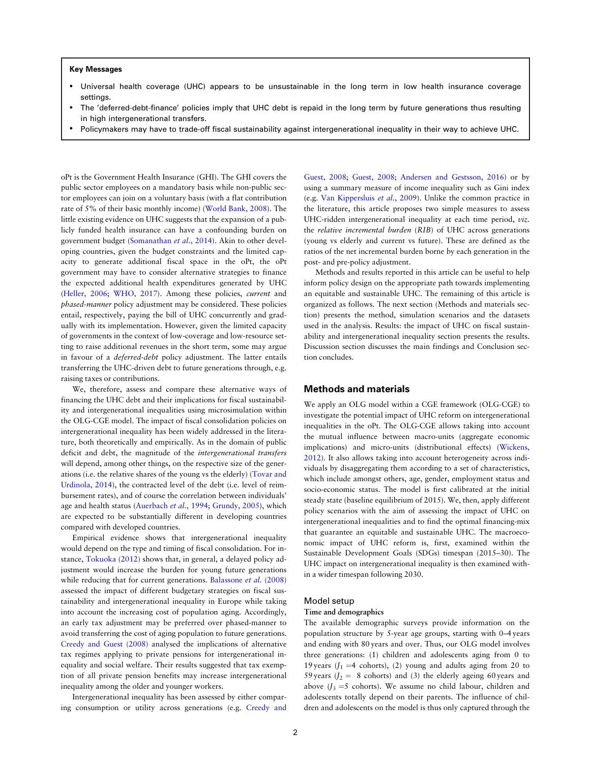**Key Messages**

- Universal health coverage (UHC) appears to be unsustainable in the long term in low health insurance coverage settings.
- The 'deferred-debt-finance' policies imply that UHC debt is repaid in the long term by future generations thus resulting in high intergenerational transfers.
- Policymakers may have to trade-off fiscal sustainability against intergenerational inequality in their way to achieve UHC.

oPt is the Government Health Insurance (GHI). The GHI covers the public sector employees on a mandatory basis while non-public sector employees can join on a voluntary basis (with a flat contribution rate of 5% of their basic monthly income) (World Bank, 2008). The little existing evidence on UHC suggests that the expansion of a publicly funded health insurance can have a confounding burden on government budget (Somanathan *et al.*, 2014). Akin to other developing countries, given the budget constraints and the limited capacity to generate additional fiscal space in the oPt, the oPt government may have to consider alternative strategies to finance the expected additional health expenditures generated by UHC (Heller, 2006; WHO, 2017). Among these policies, *current* and *phased-manner* policy adjustment may be considered. These policies entail, respectively, paying the bill of UHC concurrently and gradually with its implementation. However, given the limited capacity of governments in the context of low-coverage and low-resource setting to raise additional revenues in the short term, some may argue in favour of a *deferred-debt* policy adjustment. The latter entails transferring the UHC-driven debt to future generations through, e.g. raising taxes or contributions.

We, therefore, assess and compare these alternative ways of financing the UHC debt and their implications for fiscal sustainability and intergenerational inequalities using microsimulation within the OLG-CGE model. The impact of fiscal consolidation policies on intergenerational inequality has been widely addressed in the literature, both theoretically and empirically. As in the domain of public deficit and debt, the magnitude of the *intergenerational transfers* will depend, among other things, on the respective size of the generations (i.e. the relative shares of the young vs the elderly) (Tovar and Urdinola, 2014), the contracted level of the debt (i.e. level of reimbursement rates), and of course the correlation between individuals' age and health status (Auerbach *et al.*, 1994; Grundy, 2005), which are expected to be substantially different in developing countries compared with developed countries.

Empirical evidence shows that intergenerational inequality would depend on the type and timing of fiscal consolidation. For instance, Tokuoka (2012) shows that, in general, a delayed policy adjustment would increase the burden for young future generations while reducing that for current generations. Balassone *et al.* (2008) assessed the impact of different budgetary strategies on fiscal sustainability and intergenerational inequality in Europe while taking into account the increasing cost of population aging. Accordingly, an early tax adjustment may be preferred over phased-manner to avoid transferring the cost of aging population to future generations. Creedy and Guest (2008) analysed the implications of alternative tax regimes applying to private pensions for intergenerational inequality and social welfare. Their results suggested that tax exemption of all private pension benefits may increase intergenerational inequality among the older and younger workers.

Intergenerational inequality has been assessed by either comparing consumption or utility across generations (e.g. Creedy and Guest, 2008; Guest, 2008; Andersen and Gestsson, 2016) or by using a summary measure of income inequality such as Gini index (e.g. Van Kippersluis *et al.*, 2009). Unlike the common practice in the literature, this article proposes two simple measures to assess UHC-ridden intergenerational inequality at each time period, *viz*. the *relative incremental burden* (*RIB*) of UHC across generations (young vs elderly and current vs future). These are defined as the ratios of the net incremental burden borne by each generation in the post- and pre-policy adjustment.

Methods and results reported in this article can be useful to help inform policy design on the appropriate path towards implementing an equitable and sustainable UHC. The remaining of this article is organized as follows. The next section (Methods and materials section) presents the method, simulation scenarios and the datasets used in the analysis. Results: the impact of UHC on fiscal sustainability and intergenerational inequality section presents the results. Discussion section discusses the main findings and Conclusion section concludes.

## Methods and materials

We apply an OLG model within a CGE framework (OLG-CGE) to investigate the potential impact of UHC reform on intergenerational inequalities in the oPt. The OLG-CGE allows taking into account the mutual influence between macro-units (aggregate economic implications) and micro-units (distributional effects) (Wickens, 2012). It also allows taking into account heterogeneity across individuals by disaggregating them according to a set of characteristics, which include amongst others, age, gender, employment status and socio-economic status. The model is first calibrated at the initial steady state (baseline equilibrium of 2015). We, then, apply different policy scenarios with the aim of assessing the impact of UHC on intergenerational inequalities and to find the optimal financing-mix that guarantee an equitable and sustainable UHC. The macroeconomic impact of UHC reform is, first, examined within the Sustainable Development Goals (SDGs) timespan (2015–30). The UHC impact on intergenerational inequality is then examined within a wider timespan following 2030.

### Model setup

#### Time and demographics

The available demographic surveys provide information on the population structure by 5-year age groups, starting with 0–4 years and ending with 80 years and over. Thus, our OLG model involves three generations: (1) children and adolescents aging from 0 to 19 years ($J_1 = 4$ cohorts), (2) young and adults aging from 20 to 59 years ($J_2 = 8$ cohorts) and (3) the elderly ageing 60 years and above ($J_3 = 5$ cohorts). We assume no child labour, children and adolescents totally depend on their parents. The influence of children and adolescents on the model is thus only captured through the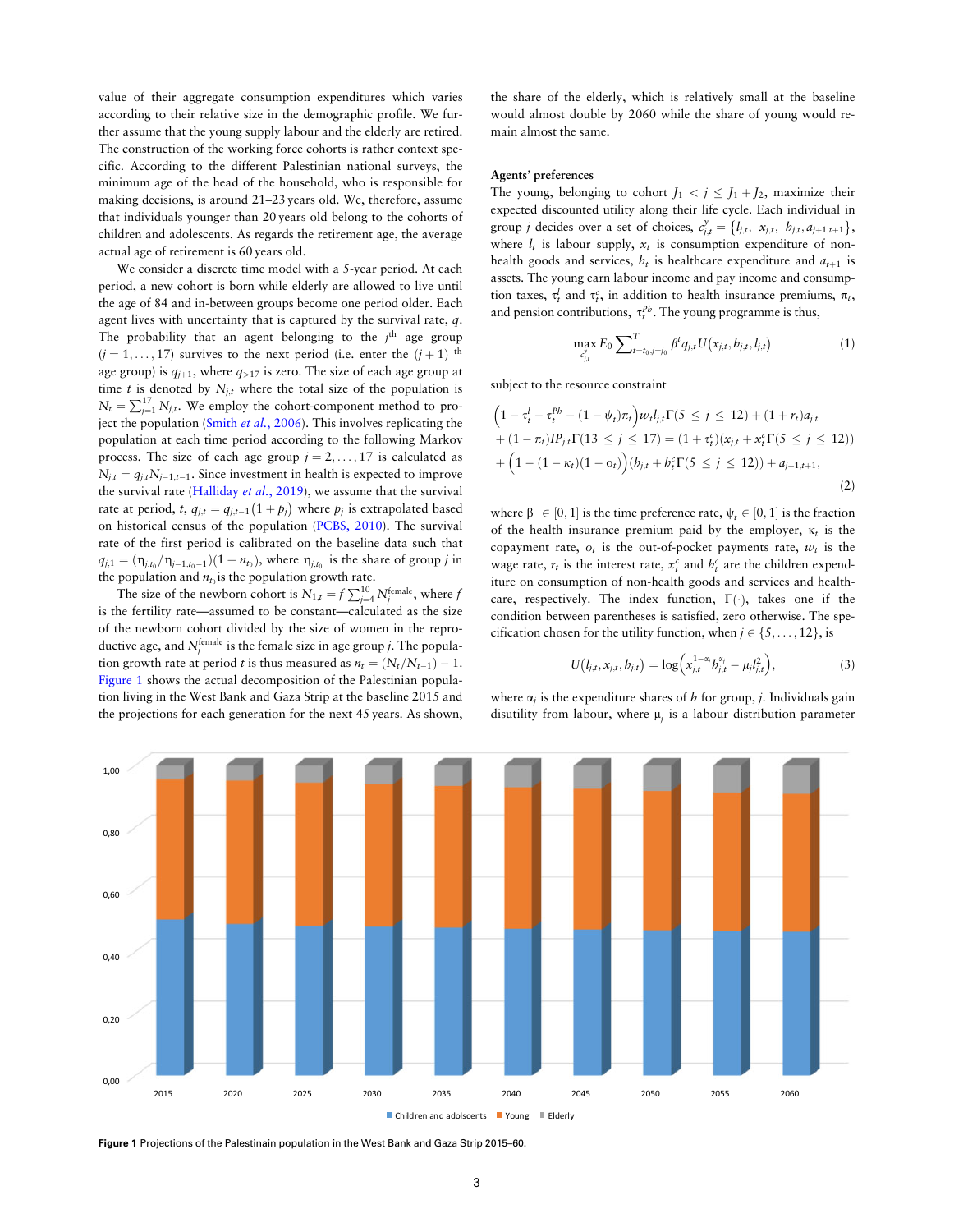value of their aggregate consumption expenditures which varies according to their relative size in the demographic profile. We further assume that the young supply labour and the elderly are retired. The construction of the working force cohorts is rather context specific. According to the different Palestinian national surveys, the minimum age of the head of the household, who is responsible for making decisions, is around 21–23 years old. We, therefore, assume that individuals younger than 20 years old belong to the cohorts of children and adolescents. As regards the retirement age, the average actual age of retirement is 60 years old.

We consider a discrete time model with a 5-year period. At each period, a new cohort is born while elderly are allowed to live until the age of 84 and in-between groups become one period older. Each agent lives with uncertainty that is captured by the survival rate, $q$. The probability that an agent belonging to the $j^{\text{th}}$ age group ($j = 1, \ldots, 17$) survives to the next period (i.e. enter the $(j+1)^{\text{th}}$ age group) is $q_{j+1}$, where $q_{>17}$ is zero. The size of each age group at time $t$ is denoted by $N_{j,t}$ where the total size of the population is $N_t = \sum_{j=1}^{17} N_{j,t}$. We employ the cohort-component method to project the population (Smith *et al.*, 2006). This involves replicating the population at each time period according to the following Markov process. The size of each age group $j = 2, \ldots, 17$ is calculated as $N_{j,t} = q_{j,t} N_{j-1,t-1}$. Since investment in health is expected to improve the survival rate (Halliday *et al.*, 2019), we assume that the survival rate at period, $t$, $q_{j,t} = q_{j,t-1}(1 + p_j)$ where $p_j$ is extrapolated based on historical census of the population (PCBS, 2010). The survival rate of the first period is calibrated on the baseline data such that $q_{j,1} = (\eta_{j,t_0}/\eta_{j-1,t_0-1})(1 + n_{t_0})$, where $\eta_{j,t_0}$ is the share of group $j$ in the population and $n_{t_0}$ is the population growth rate.

The size of the newborn cohort is $N_{1,t} = f \sum_{j=4}^{10} N_j^{\text{female}}$, where $f$ is the fertility rate—assumed to be constant—calculated as the size of the newborn cohort divided by the size of women in the reproductive age, and $N_j^{\text{female}}$ is the female size in age group $j$. The population growth rate at period $t$ is thus measured as $n_t = (N_t/N_{t-1}) - 1$. Figure 1 shows the actual decomposition of the Palestinian population living in the West Bank and Gaza Strip at the baseline 2015 and the projections for each generation for the next 45 years. As shown, the share of the elderly, which is relatively small at the baseline would almost double by 2060 while the share of young would remain almost the same.

### Agents' preferences

The young, belonging to cohort $J_1 < j \leq J_1 + J_2$, maximize their expected discounted utility along their life cycle. Each individual in group $j$ decides over a set of choices, $c_{j,t}^{y} = \{l_{j,t}, \ x_{j,t}, \ h_{j,t}, a_{j+1,t+1}\}$, where $l_t$ is labour supply, $x_t$ is consumption expenditure of non-health goods and services, $h_t$ is healthcare expenditure and $a_{t+1}$ is assets. The young earn labour income and pay income and consumption taxes, $\tau_t^l$ and $\tau_t^c$, in addition to health insurance premiums, $\pi_t$, and pension contributions, $\tau_t^{Pb}$. The young programme is thus,

$$\max_{c_{j,t}^{y}} E_0 \sum\nolimits_{t=t_0, j=j_0}^{T} \beta^t q_{j,t} U(x_{j,t}, h_{j,t}, l_{j,t}) \tag{1}$$

subject to the resource constraint

$$\begin{aligned}&\left(1 - \tau_t^l - \tau_t^{Pb} - (1-\psi_t)\pi_t\right) w_t l_{j,t} \Gamma(5 \leq j \leq 12) + (1 + r_t) a_{j,t} \\ &+ (1-\pi_t) IP_{j,t} \Gamma(13 \leq j \leq 17) = (1 + \tau_t^c)(x_{j,t} + x_t^c \Gamma(5 \leq j \leq 12)) \\ &+ \left(1 - (1-\kappa_t)(1-o_t)\right)(h_{j,t} + h_t^c \Gamma(5 \leq j \leq 12)) + a_{j+1,t+1},\end{aligned} \tag{2}$$

where $\beta \in [0, 1]$ is the time preference rate, $\psi_t \in [0, 1]$ is the fraction of the health insurance premium paid by the employer, $\kappa_t$ is the copayment rate, $o_t$ is the out-of-pocket payments rate, $w_t$ is the wage rate, $r_t$ is the interest rate, $x_t^c$ and $h_t^c$ are the children expenditure on consumption of non-health goods and services and healthcare, respectively. The index function, $\Gamma(\cdot)$, takes one if the condition between parentheses is satisfied, zero otherwise. The specification chosen for the utility function, when $j \in \{5, \ldots, 12\}$, is

$$U(l_{j,t}, x_{j,t}, h_{j,t}) = \log\left(x_{j,t}^{1-\alpha_j} h_{j,t}^{\alpha_j} - \mu_j l_{j,t}^2\right), \tag{3}$$

where $\alpha_j$ is the expenditure shares of $h$ for group, $j$. Individuals gain disutility from labour, where $\mu_j$ is a labour distribution parameter

**Figure 1** Projections of the Palestinain population in the West Bank and Gaza Strip 2015–60.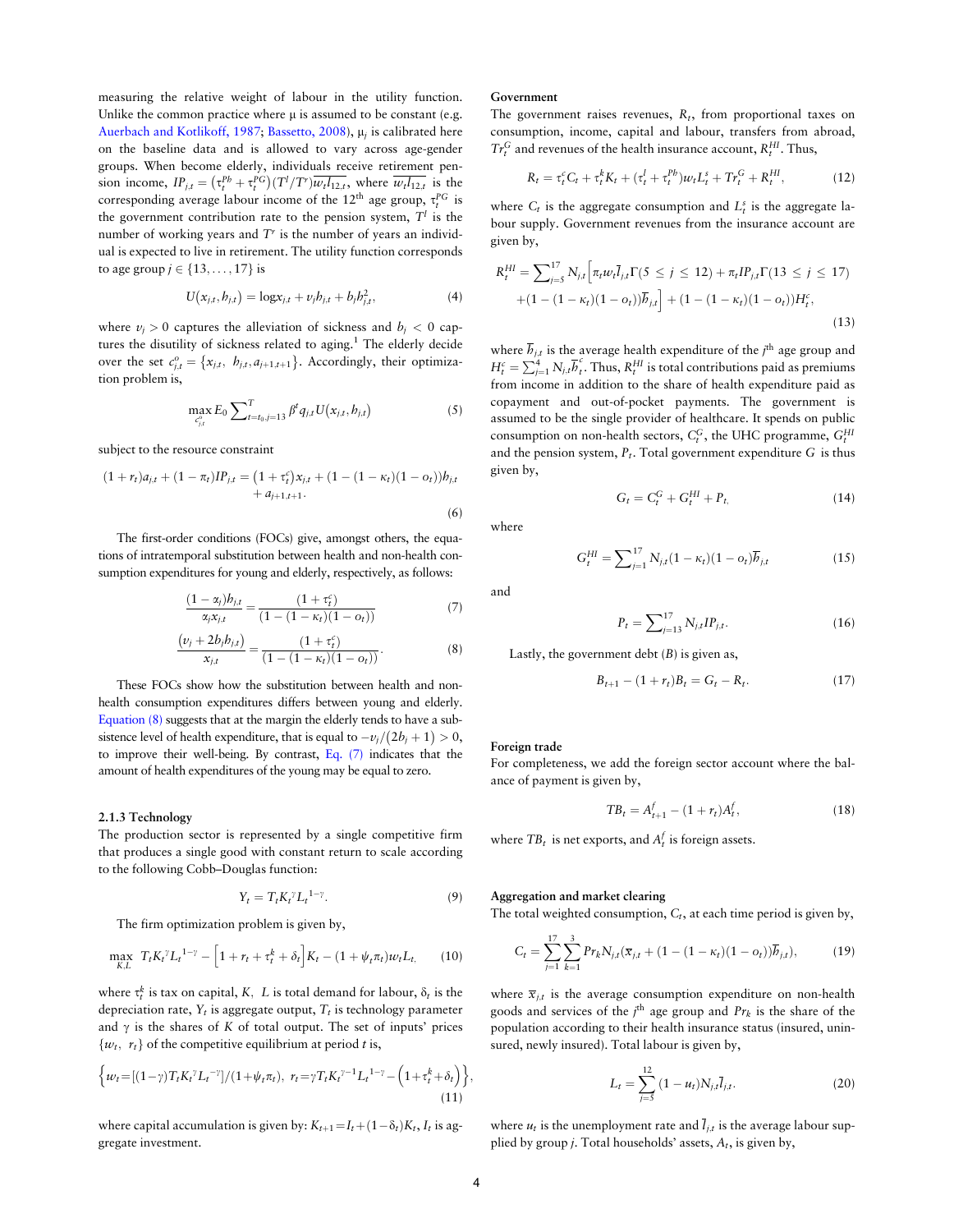measuring the relative weight of labour in the utility function. Unlike the common practice where μ is assumed to be constant (e.g. Auerbach and Kotlikoff, 1987; Bassetto, 2008), $\mu_j$ is calibrated here on the baseline data and is allowed to vary across age-gender groups. When become elderly, individuals receive retirement pension income, $IP_{j,t} = (\tau_t^{Pb} + \tau_t^{PG})(T^l/T^r)\overline{w_t l_{12,t}}$, where $\overline{w_t l_{12,t}}$ is the corresponding average labour income of the 12th age group, $\tau_t^{PG}$ is the government contribution rate to the pension system, $T^l$ is the number of working years and $T^r$ is the number of years an individual is expected to live in retirement. The utility function corresponds to age group $j \in \{13, \ldots, 17\}$ is

$$U(x_{j,t}, b_{j,t}) = \log x_{j,t} + v_j b_{j,t} + b_j b_{j,t}^2, \tag{4}$$

where $v_j > 0$ captures the alleviation of sickness and $b_j < 0$ captures the disutility of sickness related to aging.[1] The elderly decide over the set $c_{j,t}^o = \{x_{j,t},\ b_{j,t}, a_{j+1,t+1}\}$. Accordingly, their optimization problem is,

$$\max_{c_{j,t}^o} E_0 \sum\nolimits_{t=t_0, j=13}^{T} \beta^t q_{j,t} U(x_{j,t}, b_{j,t}) \tag{5}$$

subject to the resource constraint

$$(1 + r_t)a_{j,t} + (1 - \pi_t)IP_{j,t} = (1 + \tau_t^c)x_{j,t} + (1 - (1 - \kappa_t)(1 - o_t))b_{j,t} + a_{j+1,t+1}. \tag{6}$$

The first-order conditions (FOCs) give, amongst others, the equations of intratemporal substitution between health and non-health consumption expenditures for young and elderly, respectively, as follows:

$$\frac{(1 - \alpha_j)b_{j,t}}{\alpha_j x_{j,t}} = \frac{(1 + \tau_t^c)}{(1 - (1 - \kappa_t)(1 - o_t))} \tag{7}$$

$$\frac{(v_j + 2b_j b_{j,t})}{x_{j,t}} = \frac{(1 + \tau_t^c)}{(1 - (1 - \kappa_t)(1 - o_t))}. \tag{8}$$

These FOCs show how the substitution between health and non-health consumption expenditures differs between young and elderly. Equation (8) suggests that at the margin the elderly tends to have a subsistence level of health expenditure, that is equal to $-v_j/(2b_j + 1) > 0$, to improve their well-being. By contrast, Eq. (7) indicates that the amount of health expenditures of the young may be equal to zero.

### 2.1.3 Technology

The production sector is represented by a single competitive firm that produces a single good with constant return to scale according to the following Cobb–Douglas function:

$$Y_t = T_t K_t^{\gamma} L_t^{1-\gamma}. \tag{9}$$

The firm optimization problem is given by,

$$\max_{K,L}\ T_t K_t^{\gamma} L_t^{1-\gamma} - \left[1 + r_t + \tau_t^k + \delta_t\right] K_t - (1 + \psi_t \pi_t) w_t L_t, \tag{10}$$

where $\tau_t^k$ is tax on capital, $K$. $L$ is total demand for labour, $\delta_t$ is the depreciation rate, $Y_t$ is aggregate output, $T_t$ is technology parameter and $\gamma$ is the shares of $K$ of total output. The set of inputs' prices $\{w_t,\ r_t\}$ of the competitive equilibrium at period $t$ is,

$$\left\{w_t = [(1-\gamma)T_t K_t^{\gamma} L_t^{-\gamma}]/(1+\psi_t \pi_t),\ r_t = \gamma T_t K_t^{\gamma-1} L_t^{1-\gamma} - \left(1 + \tau_t^k + \delta_t\right)\right\}, \tag{11}$$

where capital accumulation is given by: $K_{t+1} = I_t + (1 - \delta_t)K_t$, $I_t$ is aggregate investment.

### Government

The government raises revenues, $R_t$, from proportional taxes on consumption, income, capital and labour, transfers from abroad, $Tr_t^G$ and revenues of the health insurance account, $R_t^{HI}$. Thus,

$$R_t = \tau_t^c C_t + \tau_t^k K_t + (\tau_t^l + \tau_t^{Pb}) w_t L_t^s + Tr_t^G + R_t^{HI}, \tag{12}$$

where $C_t$ is the aggregate consumption and $L_t^s$ is the aggregate labour supply. Government revenues from the insurance account are given by,

$$R_t^{HI} = \sum\nolimits_{j=5}^{17} N_{j,t}\Big[\pi_t w_t \overline{l}_{j,t}\Gamma(5 \le j \le 12) + \pi_t IP_{j,t}\Gamma(13 \le j \le 17) + (1 - (1 - \kappa_t)(1 - o_t))\overline{b}_{j,t}\Big] + (1 - (1 - \kappa_t)(1 - o_t))H_t^c, \tag{13}$$

where $\overline{b}_{j,t}$ is the average health expenditure of the $j^{\text{th}}$ age group and $H_t^c = \sum_{j=1}^{4} N_{j,t}\overline{b}_t^c$. Thus, $R_t^{HI}$ is total contributions paid as premiums from income in addition to the share of health expenditure paid as copayment and out-of-pocket payments. The government is assumed to be the single provider of healthcare. It spends on public consumption on non-health sectors, $C_t^G$, the UHC programme, $G_t^{HI}$ and the pension system, $P_t$. Total government expenditure $G$ is thus given by,

$$G_t = C_t^G + G_t^{HI} + P_t, \tag{14}$$

where

$$G_t^{HI} = \sum\nolimits_{j=1}^{17} N_{j,t}(1 - \kappa_t)(1 - o_t)\overline{b}_{j,t} \tag{15}$$

and

$$P_t = \sum\nolimits_{j=13}^{17} N_{j,t} IP_{j,t}. \tag{16}$$

Lastly, the government debt ($B$) is given as,

$$B_{t+1} - (1 + r_t)B_t = G_t - R_t. \tag{17}$$

### Foreign trade

For completeness, we add the foreign sector account where the balance of payment is given by,

$$TB_t = A_{t+1}^f - (1 + r_t)A_t^f, \tag{18}$$

where $TB_t$ is net exports, and $A_t^f$ is foreign assets.

### Aggregation and market clearing

The total weighted consumption, $C_t$, at each time period is given by,

$$C_t = \sum_{j=1}^{17}\sum_{k=1}^{3} Pr_k N_{j,t}(\overline{x}_{j,t} + (1 - (1 - \kappa_t)(1 - o_t))\overline{b}_{j,t}), \tag{19}$$

where $\overline{x}_{j,t}$ is the average consumption expenditure on non-health goods and services of the $j^{\text{th}}$ age group and $Pr_k$ is the share of the population according to their health insurance status (insured, uninsured, newly insured). Total labour is given by,

$$L_t = \sum_{j=5}^{12}(1 - u_t)N_{j,t}\overline{l}_{j,t}. \tag{20}$$

where $u_t$ is the unemployment rate and $\overline{l}_{j,t}$ is the average labour supplied by group $j$. Total households' assets, $A_t$, is given by,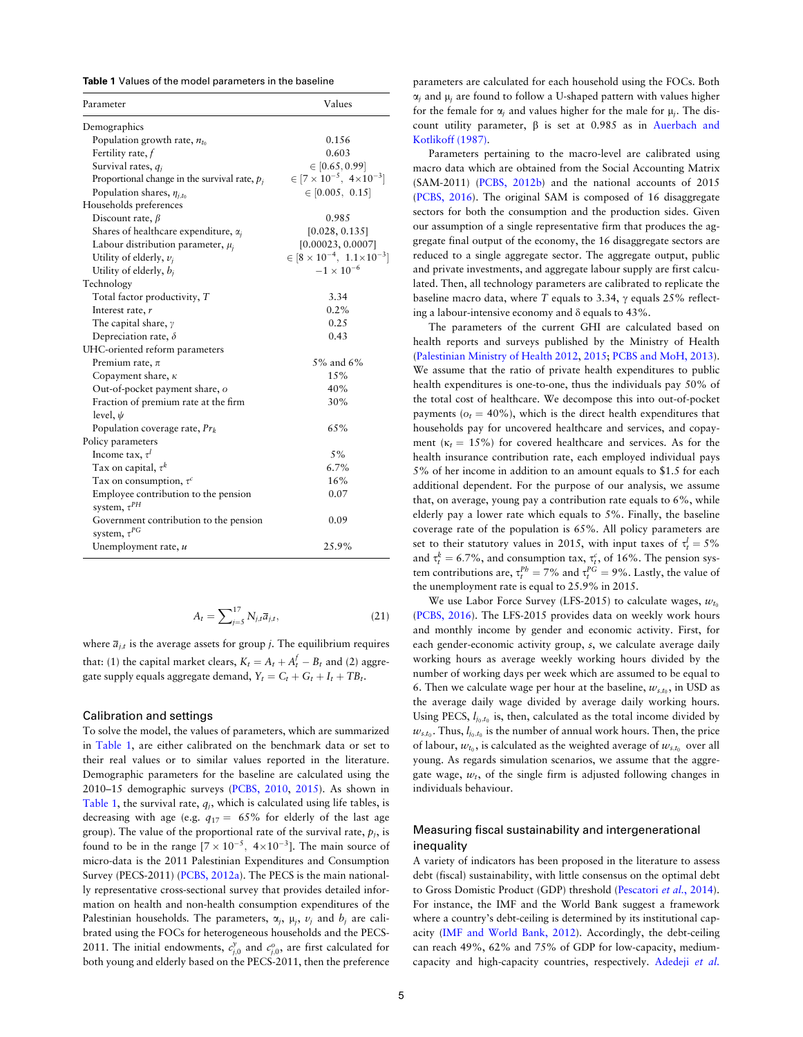**Table 1** Values of the model parameters in the baseline

| Parameter | Values |
|---|---|
| Demographics | |
| Population growth rate, $n_{t_0}$ | 0.156 |
| Fertility rate, $f$ | 0.603 |
| Survival rates, $q_j$ | $\in [0.65, 0.99]$ |
| Proportional change in the survival rate, $p_j$ | $\in [7\times10^{-5},\ 4\times10^{-3}]$ |
| Population shares, $\eta_{j,t_0}$ | $\in [0.005,\ 0.15]$ |
| Households preferences | |
| Discount rate, $\beta$ | 0.985 |
| Shares of healthcare expenditure, $\alpha_j$ | [0.028, 0.135] |
| Labour distribution parameter, $\mu_j$ | [0.00023, 0.0007] |
| Utility of elderly, $v_j$ | $\in [8\times10^{-4},\ 1.1\times10^{-3}]$ |
| Utility of elderly, $b_j$ | $-1\times10^{-6}$ |
| Technology | |
| Total factor productivity, $T$ | 3.34 |
| Interest rate, $r$ | 0.2% |
| The capital share, $\gamma$ | 0.25 |
| Depreciation rate, $\delta$ | 0.43 |
| UHC-oriented reform parameters | |
| Premium rate, $\pi$ | 5% and 6% |
| Copayment share, $\kappa$ | 15% |
| Out-of-pocket payment share, $o$ | 40% |
| Fraction of premium rate at the firm level, $\psi$ | 30% |
| Population coverage rate, $Pr_k$ | 65% |
| Policy parameters | |
| Income tax, $\tau^l$ | 5% |
| Tax on capital, $\tau^k$ | 6.7% |
| Tax on consumption, $\tau^c$ | 16% |
| Employee contribution to the pension system, $\tau^{PH}$ | 0.07 |
| Government contribution to the pension system, $\tau^{PG}$ | 0.09 |
| Unemployment rate, $u$ | 25.9% |

$$A_t = \sum_{j=5}^{17} N_{j,t}\bar{a}_{j,t}, \tag{21}$$

where $\bar{a}_{j,t}$ is the average assets for group $j$. The equilibrium requires that: (1) the capital market clears, $K_t = A_t + A_t^f - B_t$ and (2) aggregate supply equals aggregate demand, $Y_t = C_t + G_t + I_t + TB_t$.

## Calibration and settings

To solve the model, the values of parameters, which are summarized in Table 1, are either calibrated on the benchmark data or set to their real values or to similar values reported in the literature. Demographic parameters for the baseline are calculated using the 2010–15 demographic surveys (PCBS, 2010, 2015). As shown in Table 1, the survival rate, $q_j$, which is calculated using life tables, is decreasing with age (e.g. $q_{17} = 65\%$ for elderly of the last age group). The value of the proportional rate of the survival rate, $p_j$, is found to be in the range $[7\times10^{-5},\ 4\times10^{-3}]$. The main source of micro-data is the 2011 Palestinian Expenditures and Consumption Survey (PECS-2011) (PCBS, 2012a). The PECS is the main nationally representative cross-sectional survey that provides detailed information on health and non-health consumption expenditures of the Palestinian households. The parameters, $\alpha_j$, $\mu_j$, $v_j$ and $b_j$ are calibrated using the FOCs for heterogeneous households and the PECS-2011. The initial endowments, $c^y_{j,0}$ and $c^o_{j,0}$, are first calculated for both young and elderly based on the PECS-2011, then the preference parameters are calculated for each household using the FOCs. Both $\alpha_j$ and $\mu_j$ are found to follow a U-shaped pattern with values higher for the female for $\alpha_j$ and values higher for the male for $\mu_j$. The discount utility parameter, $\beta$ is set at 0.985 as in Auerbach and Kotlikoff (1987).

Parameters pertaining to the macro-level are calibrated using macro data which are obtained from the Social Accounting Matrix (SAM-2011) (PCBS, 2012b) and the national accounts of 2015 (PCBS, 2016). The original SAM is composed of 16 disaggregate sectors for both the consumption and the production sides. Given our assumption of a single representative firm that produces the aggregate final output of the economy, the 16 disaggregate sectors are reduced to a single aggregate sector. The aggregate output, public and private investments, and aggregate labour supply are first calculated. Then, all technology parameters are calibrated to replicate the baseline macro data, where $T$ equals to 3.34, $\gamma$ equals 25% reflecting a labour-intensive economy and $\delta$ equals to 43%.

The parameters of the current GHI are calculated based on health reports and surveys published by the Ministry of Health (Palestinian Ministry of Health 2012, 2015; PCBS and MoH, 2013). We assume that the ratio of private health expenditures to public health expenditures is one-to-one, thus the individuals pay 50% of the total cost of healthcare. We decompose this into out-of-pocket payments ($o_t = 40\%$), which is the direct health expenditures that households pay for uncovered healthcare and services, and copayment ($\kappa_t = 15\%$) for covered healthcare and services. As for the health insurance contribution rate, each employed individual pays 5% of her income in addition to an amount equals to \$1.5 for each additional dependent. For the purpose of our analysis, we assume that, on average, young pay a contribution rate equals to 6%, while elderly pay a lower rate which equals to 5%. Finally, the baseline coverage rate of the population is 65%. All policy parameters are set to their statutory values in 2015, with input taxes of $\tau^l_t = 5\%$ and $\tau^k_t = 6.7\%$, and consumption tax, $\tau^c_t$, of 16%. The pension system contributions are, $\tau^{Pb}_t = 7\%$ and $\tau^{PG}_t = 9\%$. Lastly, the value of the unemployment rate is equal to 25.9% in 2015.

We use Labor Force Survey (LFS-2015) to calculate wages, $w_{t_0}$ (PCBS, 2016). The LFS-2015 provides data on weekly work hours and monthly income by gender and economic activity. First, for each gender-economic activity group, $s$, we calculate average daily working hours as average weekly working hours divided by the number of working days per week which are assumed to be equal to 6. Then we calculate wage per hour at the baseline, $w_{s,t_0}$, in USD as the average daily wage divided by average daily working hours. Using PECS, $l_{j_0,t_0}$ is, then, calculated as the total income divided by $w_{s,t_0}$. Thus, $l_{j_0,t_0}$ is the number of annual work hours. Then, the price of labour, $w_{t_0}$, is calculated as the weighted average of $w_{s,t_0}$ over all young. As regards simulation scenarios, we assume that the aggregate wage, $w_t$, of the single firm is adjusted following changes in individuals behaviour.

## Measuring fiscal sustainability and intergenerational inequality

A variety of indicators has been proposed in the literature to assess debt (fiscal) sustainability, with little consensus on the optimal debt to Gross Domistic Product (GDP) threshold (Pescatori *et al.*, 2014). For instance, the IMF and the World Bank suggest a framework where a country's debt-ceiling is determined by its institutional capacity (IMF and World Bank, 2012). Accordingly, the debt-ceiling can reach 49%, 62% and 75% of GDP for low-capacity, medium-capacity and high-capacity countries, respectively. Adedeji *et al.*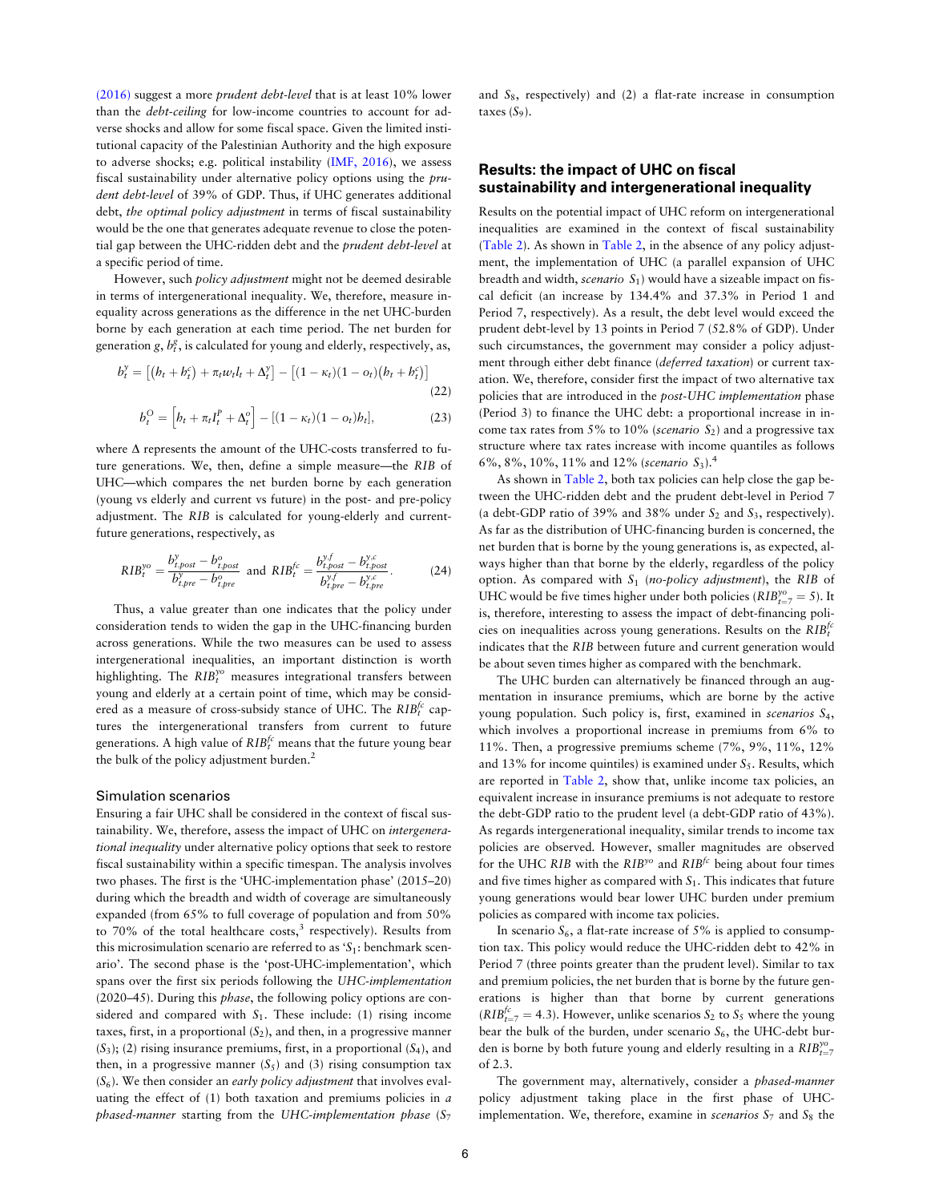(2016) suggest a more *prudent debt-level* that is at least 10% lower than the *debt-ceiling* for low-income countries to account for adverse shocks and allow for some fiscal space. Given the limited institutional capacity of the Palestinian Authority and the high exposure to adverse shocks; e.g. political instability (IMF, 2016), we assess fiscal sustainability under alternative policy options using the *prudent debt-level* of 39% of GDP. Thus, if UHC generates additional debt, *the optimal policy adjustment* in terms of fiscal sustainability would be the one that generates adequate revenue to close the potential gap between the UHC-ridden debt and the *prudent debt-level* at a specific period of time.

However, such *policy adjustment* might not be deemed desirable in terms of intergenerational inequality. We, therefore, measure inequality across generations as the difference in the net UHC-burden borne by each generation at each time period. The net burden for generation $g$, $b_t^g$, is calculated for young and elderly, respectively, as,

$$b_t^y = \left[(b_t + b_t^c) + \pi_t w_t l_t + \Delta_t^y\right] - \left[(1-\kappa_t)(1-o_t)(b_t + b_t^c)\right] \quad (22)$$

$$b_t^O = \left[b_t + \pi_t I_t^P + \Delta_t^o\right] - \left[(1-\kappa_t)(1-o_t)b_t\right], \quad (23)$$

where $\Delta$ represents the amount of the UHC-costs transferred to future generations. We, then, define a simple measure—the *RIB* of UHC—which compares the net burden borne by each generation (young vs elderly and current vs future) in the post- and pre-policy adjustment. The *RIB* is calculated for young-elderly and current-future generations, respectively, as

$$RIB_t^{yo} = \frac{b_{t,post}^y - b_{t,post}^o}{b_{t,pre}^y - b_{t,pre}^o} \text{ and } RIB_t^{fc} = \frac{b_{t,post}^{y,f} - b_{t,post}^{y,c}}{b_{t,pre}^{y,f} - b_{t,pre}^{y,c}}. \quad (24)$$

Thus, a value greater than one indicates that the policy under consideration tends to widen the gap in the UHC-financing burden across generations. While the two measures can be used to assess intergenerational inequalities, an important distinction is worth highlighting. The $RIB_t^{yo}$ measures integrational transfers between young and elderly at a certain point of time, which may be considered as a measure of cross-subsidy stance of UHC. The $RIB_t^{fc}$ captures the intergenerational transfers from current to future generations. A high value of $RIB_t^{fc}$ means that the future young bear the bulk of the policy adjustment burden.[2]

### Simulation scenarios

Ensuring a fair UHC shall be considered in the context of fiscal sustainability. We, therefore, assess the impact of UHC on *intergenerational inequality* under alternative policy options that seek to restore fiscal sustainability within a specific timespan. The analysis involves two phases. The first is the 'UHC-implementation phase' (2015–20) during which the breadth and width of coverage are simultaneously expanded (from 65% to full coverage of population and from 50% to 70% of the total healthcare costs,[3] respectively). Results from this microsimulation scenario are referred to as '$S_1$: benchmark scenario'. The second phase is the 'post-UHC-implementation', which spans over the first six periods following the *UHC-implementation* (2020–45). During this *phase*, the following policy options are considered and compared with $S_1$. These include: (1) rising income taxes, first, in a proportional ($S_2$), and then, in a progressive manner ($S_3$); (2) rising insurance premiums, first, in a proportional ($S_4$), and then, in a progressive manner ($S_5$) and (3) rising consumption tax ($S_6$). We then consider an *early policy adjustment* that involves evaluating the effect of (1) both taxation and premiums policies in *a phased-manner* starting from the *UHC-implementation phase* ($S_7$ and $S_8$, respectively) and (2) a flat-rate increase in consumption taxes ($S_9$).

## Results: the impact of UHC on fiscal sustainability and intergenerational inequality

Results on the potential impact of UHC reform on intergenerational inequalities are examined in the context of fiscal sustainability (Table 2). As shown in Table 2, in the absence of any policy adjustment, the implementation of UHC (a parallel expansion of UHC breadth and width, *scenario* $S_1$) would have a sizeable impact on fiscal deficit (an increase by 134.4% and 37.3% in Period 1 and Period 7, respectively). As a result, the debt level would exceed the prudent debt-level by 13 points in Period 7 (52.8% of GDP). Under such circumstances, the government may consider a policy adjustment through either debt finance (*deferred taxation*) or current taxation. We, therefore, consider first the impact of two alternative tax policies that are introduced in the *post-UHC implementation* phase (Period 3) to finance the UHC debt: a proportional increase in income tax rates from 5% to 10% (*scenario* $S_2$) and a progressive tax structure where tax rates increase with income quantiles as follows 6%, 8%, 10%, 11% and 12% (*scenario* $S_3$).[4]

As shown in Table 2, both tax policies can help close the gap between the UHC-ridden debt and the prudent debt-level in Period 7 (a debt-GDP ratio of 39% and 38% under $S_2$ and $S_3$, respectively). As far as the distribution of UHC-financing burden is concerned, the net burden that is borne by the young generations is, as expected, always higher than that borne by the elderly, regardless of the policy option. As compared with $S_1$ (*no-policy adjustment*), the *RIB* of UHC would be five times higher under both policies ($RIB_{t=7}^{yo} = 5$). It is, therefore, interesting to assess the impact of debt-financing policies on inequalities across young generations. Results on the $RIB_t^{fc}$ indicates that the *RIB* between future and current generation would be about seven times higher as compared with the benchmark.

The UHC burden can alternatively be financed through an augmentation in insurance premiums, which are borne by the active young population. Such policy is, first, examined in *scenarios* $S_4$, which involves a proportional increase in premiums from 6% to 11%. Then, a progressive premiums scheme (7%, 9%, 11%, 12% and 13% for income quintiles) is examined under $S_5$. Results, which are reported in Table 2, show that, unlike income tax policies, an equivalent increase in insurance premiums is not adequate to restore the debt-GDP ratio to the prudent level (a debt-GDP ratio of 43%). As regards intergenerational inequality, similar trends to income tax policies are observed. However, smaller magnitudes are observed for the UHC *RIB* with the $RIB^{yo}$ and $RIB^{fc}$ being about four times and five times higher as compared with $S_1$. This indicates that future young generations would bear lower UHC burden under premium policies as compared with income tax policies.

In scenario $S_6$, a flat-rate increase of 5% is applied to consumption tax. This policy would reduce the UHC-ridden debt to 42% in Period 7 (three points greater than the prudent level). Similar to tax and premium policies, the net burden that is borne by the future generations is higher than that borne by current generations ($RIB_{t=7}^{fc} = 4.3$). However, unlike scenarios $S_2$ to $S_5$ where the young bear the bulk of the burden, under scenario $S_6$, the UHC-debt burden is borne by both future young and elderly resulting in a $RIB_{t=7}^{yo}$ of 2.3.

The government may, alternatively, consider a *phased-manner* policy adjustment taking place in the first phase of UHC-implementation. We, therefore, examine in *scenarios* $S_7$ and $S_8$ the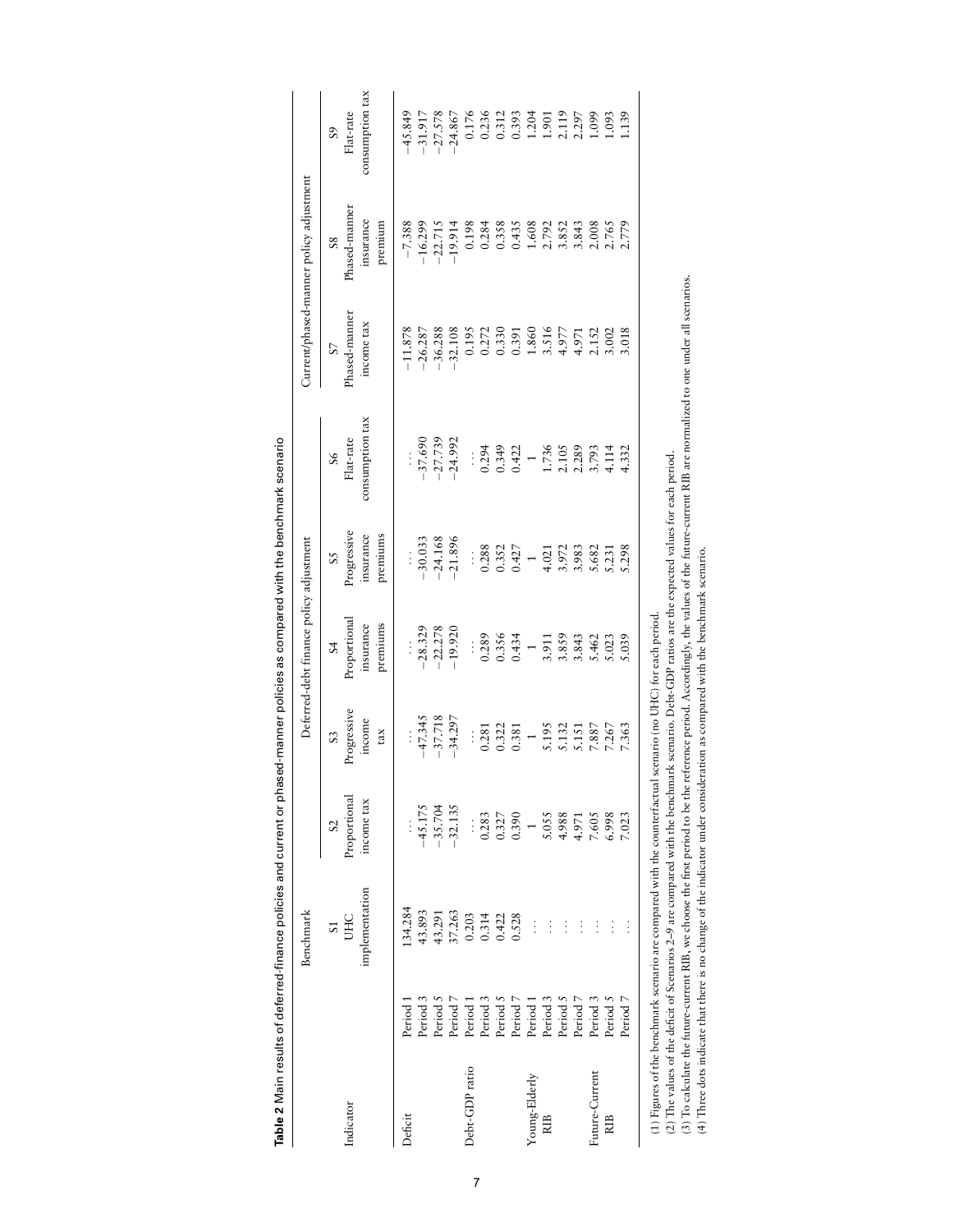**Table 2** Main results of deferred-finance policies and current or phased-manner policies as compared with the benchmark scenario

| Indicator | | Benchmark | Deferred-debt finance policy adjustment | | | | | Current/phased-manner policy adjustment | | |
|---|---|---|---|---|---|---|---|---|---|---|
| | | S1 UHC implementation | S2 Proportional income tax | S3 Progressive income tax | S4 Proportional insurance premiums | S5 Progressive insurance premiums | S6 Flat-rate consumption tax | S7 Phased-manner income tax | S8 Phased-manner insurance premium | S9 Flat-rate consumption tax |
| Deficit | Period 1 | 134.284 | … | … | … | … | … | −11.878 | −7.388 | −45.849 |
| | Period 3 | 43.893 | −45.175 | −47.345 | −28.329 | −30.033 | −37.690 | −26.287 | −16.299 | −31.917 |
| | Period 5 | 43.291 | −35.704 | −37.718 | −22.278 | −24.168 | −27.739 | −36.288 | −22.715 | −27.578 |
| | Period 7 | 37.263 | −32.135 | −34.297 | −19.920 | −21.896 | −24.992 | −32.108 | −19.914 | −24.867 |
| Debt-GDP ratio | Period 1 | 0.203 | … | … | … | … | … | 0.195 | 0.198 | 0.176 |
| | Period 3 | 0.314 | 0.283 | 0.281 | 0.289 | 0.288 | 0.294 | 0.272 | 0.284 | 0.236 |
| | Period 5 | 0.422 | 0.327 | 0.322 | 0.356 | 0.352 | 0.349 | 0.330 | 0.358 | 0.312 |
| | Period 7 | 0.528 | 0.390 | 0.381 | 0.434 | 0.427 | 0.422 | 0.391 | 0.435 | 0.393 |
| Young-Elderly RIB | Period 1 | … | 1 | 1 | 1 | 1 | 1 | 1.860 | 1.608 | 1.204 |
| | Period 3 | … | 5.055 | 5.195 | 3.911 | 4.021 | 1.736 | 3.516 | 2.792 | 1.901 |
| | Period 5 | … | 4.988 | 5.132 | 3.859 | 3.972 | 2.105 | 4.977 | 3.852 | 2.119 |
| | Period 7 | … | 4.971 | 5.151 | 3.843 | 3.983 | 2.289 | 4.971 | 3.843 | 2.297 |
| Future-Current RIB | Period 3 | … | 7.605 | 7.887 | 5.462 | 5.682 | 3.793 | 2.152 | 2.008 | 1.099 |
| | Period 5 | … | 6.998 | 7.267 | 5.023 | 5.231 | 4.114 | 3.002 | 2.765 | 1.093 |
| | Period 7 | … | 7.023 | 7.363 | 5.039 | 5.298 | 4.332 | 3.018 | 2.779 | 1.139 |

(1) Figures of the benchmark scenario are compared with the counterfactual scenario (no UHC) for each period.
(2) The values of the deficit of Scenarios 2–9 are compared with the benchmark scenario. Debt-GDP ratios are the expected values for each period.
(3) To calculate the future-current RIB, we choose the first period to be the reference period. Accordingly, the values of the future-current RIB are normalized to one under all scenarios.
(4) Three dots indicate that there is no change of the indicator under consideration as compared with the benchmark scenario.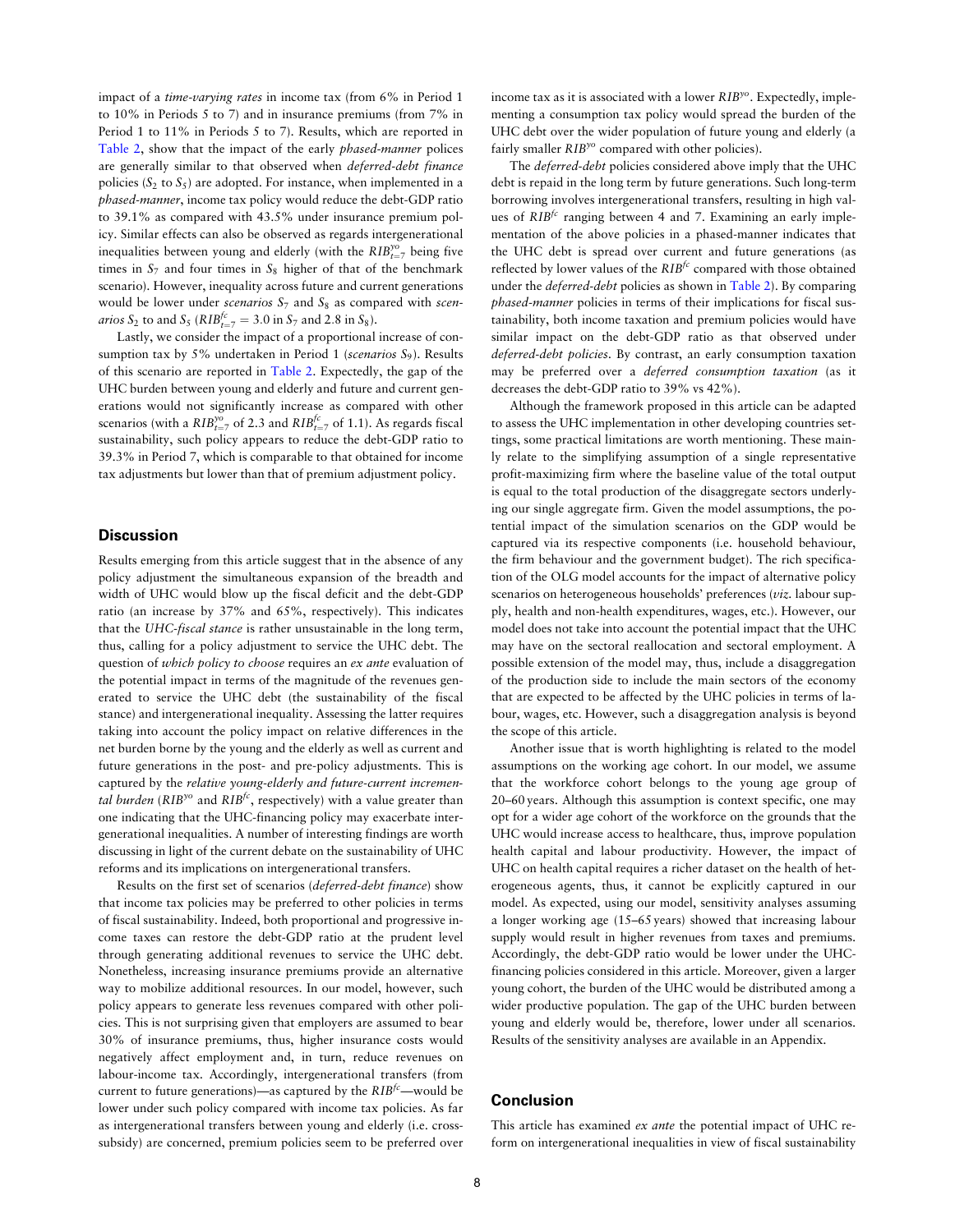impact of a *time-varying rates* in income tax (from 6% in Period 1 to 10% in Periods 5 to 7) and in insurance premiums (from 7% in Period 1 to 11% in Periods 5 to 7). Results, which are reported in Table 2, show that the impact of the early *phased-manner* polices are generally similar to that observed when *deferred-debt finance* policies ($S_2$ to $S_5$) are adopted. For instance, when implemented in a *phased-manner*, income tax policy would reduce the debt-GDP ratio to 39.1% as compared with 43.5% under insurance premium policy. Similar effects can also be observed as regards intergenerational inequalities between young and elderly (with the $RIB^{yo}_{t=7}$ being five times in $S_7$ and four times in $S_8$ higher of that of the benchmark scenario). However, inequality across future and current generations would be lower under *scenarios* $S_7$ and $S_8$ as compared with *scenarios* $S_2$ to and $S_5$ ($RIB^{fc}_{t=7} = 3.0$ in $S_7$ and 2.8 in $S_8$).

Lastly, we consider the impact of a proportional increase of consumption tax by 5% undertaken in Period 1 (*scenarios* $S_9$). Results of this scenario are reported in Table 2. Expectedly, the gap of the UHC burden between young and elderly and future and current generations would not significantly increase as compared with other scenarios (with a $RIB^{yo}_{t=7}$ of 2.3 and $RIB^{fc}_{t=7}$ of 1.1). As regards fiscal sustainability, such policy appears to reduce the debt-GDP ratio to 39.3% in Period 7, which is comparable to that obtained for income tax adjustments but lower than that of premium adjustment policy.

## Discussion

Results emerging from this article suggest that in the absence of any policy adjustment the simultaneous expansion of the breadth and width of UHC would blow up the fiscal deficit and the debt-GDP ratio (an increase by 37% and 65%, respectively). This indicates that the *UHC-fiscal stance* is rather unsustainable in the long term, thus, calling for a policy adjustment to service the UHC debt. The question of *which policy to choose* requires an *ex ante* evaluation of the potential impact in terms of the magnitude of the revenues generated to service the UHC debt (the sustainability of the fiscal stance) and intergenerational inequality. Assessing the latter requires taking into account the policy impact on relative differences in the net burden borne by the young and the elderly as well as current and future generations in the post- and pre-policy adjustments. This is captured by the *relative young-elderly and future-current incremental burden* ($RIB^{yo}$ and $RIB^{fc}$, respectively) with a value greater than one indicating that the UHC-financing policy may exacerbate intergenerational inequalities. A number of interesting findings are worth discussing in light of the current debate on the sustainability of UHC reforms and its implications on intergenerational transfers.

Results on the first set of scenarios (*deferred-debt finance*) show that income tax policies may be preferred to other policies in terms of fiscal sustainability. Indeed, both proportional and progressive income taxes can restore the debt-GDP ratio at the prudent level through generating additional revenues to service the UHC debt. Nonetheless, increasing insurance premiums provide an alternative way to mobilize additional resources. In our model, however, such policy appears to generate less revenues compared with other policies. This is not surprising given that employers are assumed to bear 30% of insurance premiums, thus, higher insurance costs would negatively affect employment and, in turn, reduce revenues on labour-income tax. Accordingly, intergenerational transfers (from current to future generations)—as captured by the $RIB^{fc}$—would be lower under such policy compared with income tax policies. As far as intergenerational transfers between young and elderly (i.e. cross-subsidy) are concerned, premium policies seem to be preferred over income tax as it is associated with a lower $RIB^{yo}$. Expectedly, implementing a consumption tax policy would spread the burden of the UHC debt over the wider population of future young and elderly (a fairly smaller $RIB^{yo}$ compared with other policies).

The *deferred-debt* policies considered above imply that the UHC debt is repaid in the long term by future generations. Such long-term borrowing involves intergenerational transfers, resulting in high values of $RIB^{fc}$ ranging between 4 and 7. Examining an early implementation of the above policies in a phased-manner indicates that the UHC debt is spread over current and future generations (as reflected by lower values of the $RIB^{fc}$ compared with those obtained under the *deferred-debt* policies as shown in Table 2). By comparing *phased-manner* policies in terms of their implications for fiscal sustainability, both income taxation and premium policies would have similar impact on the debt-GDP ratio as that observed under *deferred-debt policies*. By contrast, an early consumption taxation may be preferred over a *deferred consumption taxation* (as it decreases the debt-GDP ratio to 39% vs 42%).

Although the framework proposed in this article can be adapted to assess the UHC implementation in other developing countries settings, some practical limitations are worth mentioning. These mainly relate to the simplifying assumption of a single representative profit-maximizing firm where the baseline value of the total output is equal to the total production of the disaggregate sectors underlying our single aggregate firm. Given the model assumptions, the potential impact of the simulation scenarios on the GDP would be captured via its respective components (i.e. household behaviour, the firm behaviour and the government budget). The rich specification of the OLG model accounts for the impact of alternative policy scenarios on heterogeneous households' preferences (*viz.* labour supply, health and non-health expenditures, wages, etc.). However, our model does not take into account the potential impact that the UHC may have on the sectoral reallocation and sectoral employment. A possible extension of the model may, thus, include a disaggregation of the production side to include the main sectors of the economy that are expected to be affected by the UHC policies in terms of labour, wages, etc. However, such a disaggregation analysis is beyond the scope of this article.

Another issue that is worth highlighting is related to the model assumptions on the working age cohort. In our model, we assume that the workforce cohort belongs to the young age group of 20–60 years. Although this assumption is context specific, one may opt for a wider age cohort of the workforce on the grounds that the UHC would increase access to healthcare, thus, improve population health capital and labour productivity. However, the impact of UHC on health capital requires a richer dataset on the health of heterogeneous agents, thus, it cannot be explicitly captured in our model. As expected, using our model, sensitivity analyses assuming a longer working age (15–65 years) showed that increasing labour supply would result in higher revenues from taxes and premiums. Accordingly, the debt-GDP ratio would be lower under the UHC-financing policies considered in this article. Moreover, given a larger young cohort, the burden of the UHC would be distributed among a wider productive population. The gap of the UHC burden between young and elderly would be, therefore, lower under all scenarios. Results of the sensitivity analyses are available in an Appendix.

## Conclusion

This article has examined *ex ante* the potential impact of UHC reform on intergenerational inequalities in view of fiscal sustainability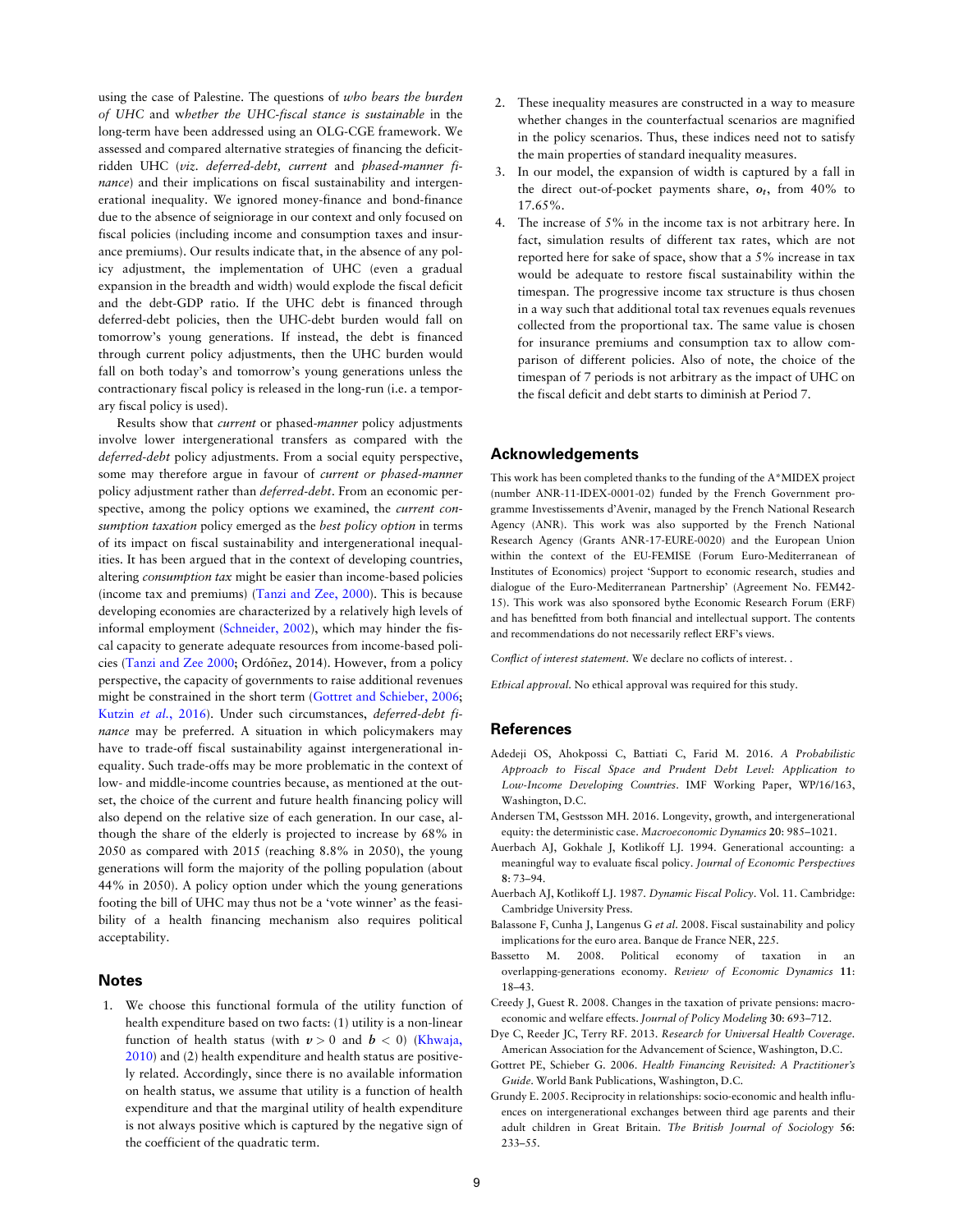using the case of Palestine. The questions of *who bears the burden of UHC* and *whether the UHC-fiscal stance is sustainable* in the long-term have been addressed using an OLG-CGE framework. We assessed and compared alternative strategies of financing the deficit-ridden UHC (*viz. deferred-debt, current* and *phased-manner finance*) and their implications on fiscal sustainability and intergenerational inequality. We ignored money-finance and bond-finance due to the absence of seigniorage in our context and only focused on fiscal policies (including income and consumption taxes and insurance premiums). Our results indicate that, in the absence of any policy adjustment, the implementation of UHC (even a gradual expansion in the breadth and width) would explode the fiscal deficit and the debt-GDP ratio. If the UHC debt is financed through deferred-debt policies, then the UHC-debt burden would fall on tomorrow's young generations. If instead, the debt is financed through current policy adjustments, then the UHC burden would fall on both today's and tomorrow's young generations unless the contractionary fiscal policy is released in the long-run (i.e. a temporary fiscal policy is used).

Results show that *current* or phased-*manner* policy adjustments involve lower intergenerational transfers as compared with the *deferred-debt* policy adjustments. From a social equity perspective, some may therefore argue in favour of *current or phased-manner* policy adjustment rather than *deferred-debt*. From an economic perspective, among the policy options we examined, the *current consumption taxation* policy emerged as the *best policy option* in terms of its impact on fiscal sustainability and intergenerational inequalities. It has been argued that in the context of developing countries, altering *consumption tax* might be easier than income-based policies (income tax and premiums) (Tanzi and Zee, 2000). This is because developing economies are characterized by a relatively high levels of informal employment (Schneider, 2002), which may hinder the fiscal capacity to generate adequate resources from income-based policies (Tanzi and Zee 2000; Ordóñez, 2014). However, from a policy perspective, the capacity of governments to raise additional revenues might be constrained in the short term (Gottret and Schieber, 2006; Kutzin *et al.*, 2016). Under such circumstances, *deferred-debt finance* may be preferred. A situation in which policymakers may have to trade-off fiscal sustainability against intergenerational inequality. Such trade-offs may be more problematic in the context of low- and middle-income countries because, as mentioned at the outset, the choice of the current and future health financing policy will also depend on the relative size of each generation. In our case, although the share of the elderly is projected to increase by 68% in 2050 as compared with 2015 (reaching 8.8% in 2050), the young generations will form the majority of the polling population (about 44% in 2050). A policy option under which the young generations footing the bill of UHC may thus not be a 'vote winner' as the feasibility of a health financing mechanism also requires political acceptability.

## Notes

1. We choose this functional formula of the utility function of health expenditure based on two facts: (1) utility is a non-linear function of health status (with $v > 0$ and $b < 0$) (Khwaja, 2010) and (2) health expenditure and health status are positively related. Accordingly, since there is no available information on health status, we assume that utility is a function of health expenditure and that the marginal utility of health expenditure is not always positive which is captured by the negative sign of the coefficient of the quadratic term.
2. These inequality measures are constructed in a way to measure whether changes in the counterfactual scenarios are magnified in the policy scenarios. Thus, these indices need not to satisfy the main properties of standard inequality measures.
3. In our model, the expansion of width is captured by a fall in the direct out-of-pocket payments share, $o_t$, from 40% to 17.65%.
4. The increase of 5% in the income tax is not arbitrary here. In fact, simulation results of different tax rates, which are not reported here for sake of space, show that a 5% increase in tax would be adequate to restore fiscal sustainability within the timespan. The progressive income tax structure is thus chosen in a way such that additional total tax revenues equals revenues collected from the proportional tax. The same value is chosen for insurance premiums and consumption tax to allow comparison of different policies. Also of note, the choice of the timespan of 7 periods is not arbitrary as the impact of UHC on the fiscal deficit and debt starts to diminish at Period 7.

## Acknowledgements

This work has been completed thanks to the funding of the A*MIDEX project (number ANR-11-IDEX-0001-02) funded by the French Government programme Investissements d'Avenir, managed by the French National Research Agency (ANR). This work was also supported by the French National Research Agency (Grants ANR-17-EURE-0020) and the European Union within the context of the EU-FEMISE (Forum Euro-Mediterranean of Institutes of Economics) project 'Support to economic research, studies and dialogue of the Euro-Mediterranean Partnership' (Agreement No. FEM42-15). This work was also sponsored bythe Economic Research Forum (ERF) and has benefitted from both financial and intellectual support. The contents and recommendations do not necessarily reflect ERF's views.

*Conflict of interest statement.* We declare no coflicts of interest. .

*Ethical approval.* No ethical approval was required for this study.

## References

Adedeji OS, Ahokpossi C, Battiati C, Farid M. 2016. *A Probabilistic Approach to Fiscal Space and Prudent Debt Level: Application to Low-Income Developing Countries*. IMF Working Paper, WP/16/163, Washington, D.C.

Andersen TM, Gestsson MH. 2016. Longevity, growth, and intergenerational equity: the deterministic case. *Macroeconomic Dynamics* **20**: 985–1021.

Auerbach AJ, Gokhale J, Kotlikoff LJ. 1994. Generational accounting: a meaningful way to evaluate fiscal policy. *Journal of Economic Perspectives* **8**: 73–94.

Auerbach AJ, Kotlikoff LJ. 1987. *Dynamic Fiscal Policy*. Vol. 11. Cambridge: Cambridge University Press.

Balassone F, Cunha J, Langenus G *et al*. 2008. Fiscal sustainability and policy implications for the euro area. Banque de France NER, 225.

Bassetto M. 2008. Political economy of taxation in an overlapping-generations economy. *Review of Economic Dynamics* **11**: 18–43.

Creedy J, Guest R. 2008. Changes in the taxation of private pensions: macroeconomic and welfare effects. *Journal of Policy Modeling* **30**: 693–712.

Dye C, Reeder JC, Terry RF. 2013. *Research for Universal Health Coverage*. American Association for the Advancement of Science, Washington, D.C.

Gottret PE, Schieber G. 2006. *Health Financing Revisited: A Practitioner's Guide*. World Bank Publications, Washington, D.C.

Grundy E. 2005. Reciprocity in relationships: socio-economic and health influences on intergenerational exchanges between third age parents and their adult children in Great Britain. *The British Journal of Sociology* **56**: 233–55.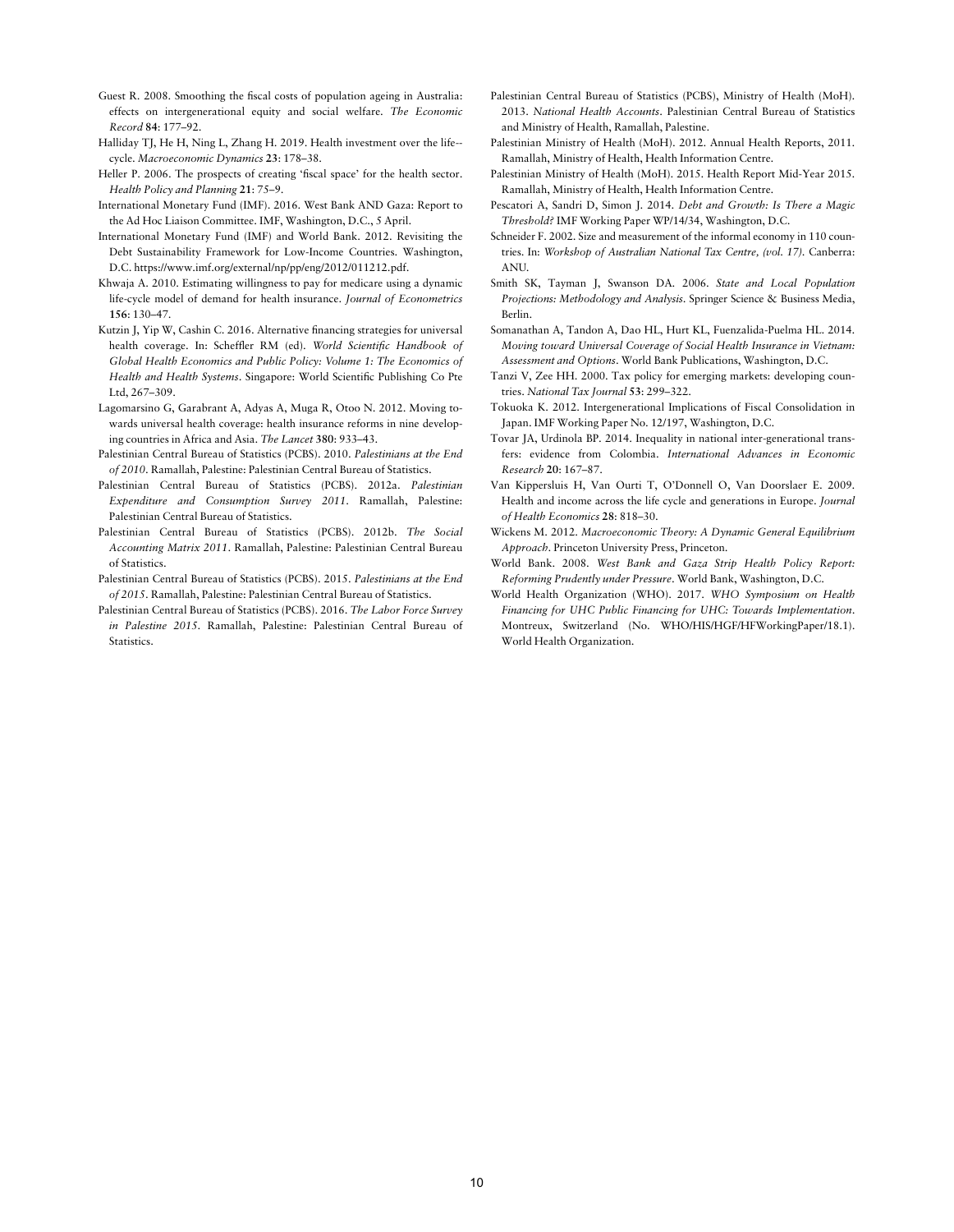Guest R. 2008. Smoothing the fiscal costs of population ageing in Australia: effects on intergenerational equity and social welfare. *The Economic Record* **84**: 177–92.

Halliday TJ, He H, Ning L, Zhang H. 2019. Health investment over the life--cycle. *Macroeconomic Dynamics* **23**: 178–38.

Heller P. 2006. The prospects of creating 'fiscal space' for the health sector. *Health Policy and Planning* **21**: 75–9.

International Monetary Fund (IMF). 2016. West Bank AND Gaza: Report to the Ad Hoc Liaison Committee. IMF, Washington, D.C., 5 April.

International Monetary Fund (IMF) and World Bank. 2012. Revisiting the Debt Sustainability Framework for Low-Income Countries. Washington, D.C. https://www.imf.org/external/np/pp/eng/2012/011212.pdf.

Khwaja A. 2010. Estimating willingness to pay for medicare using a dynamic life-cycle model of demand for health insurance. *Journal of Econometrics* **156**: 130–47.

Kutzin J, Yip W, Cashin C. 2016. Alternative financing strategies for universal health coverage. In: Scheffler RM (ed). *World Scientific Handbook of Global Health Economics and Public Policy: Volume 1: The Economics of Health and Health Systems*. Singapore: World Scientific Publishing Co Pte Ltd, 267–309.

Lagomarsino G, Garabrant A, Adyas A, Muga R, Otoo N. 2012. Moving towards universal health coverage: health insurance reforms in nine developing countries in Africa and Asia. *The Lancet* **380**: 933–43.

Palestinian Central Bureau of Statistics (PCBS). 2010. *Palestinians at the End of 2010*. Ramallah, Palestine: Palestinian Central Bureau of Statistics.

Palestinian Central Bureau of Statistics (PCBS). 2012a. *Palestinian Expenditure and Consumption Survey 2011*. Ramallah, Palestine: Palestinian Central Bureau of Statistics.

Palestinian Central Bureau of Statistics (PCBS). 2012b. *The Social Accounting Matrix 2011*. Ramallah, Palestine: Palestinian Central Bureau of Statistics.

Palestinian Central Bureau of Statistics (PCBS). 2015. *Palestinians at the End of 2015*. Ramallah, Palestine: Palestinian Central Bureau of Statistics.

Palestinian Central Bureau of Statistics (PCBS). 2016. *The Labor Force Survey in Palestine 2015*. Ramallah, Palestine: Palestinian Central Bureau of Statistics.

Palestinian Central Bureau of Statistics (PCBS), Ministry of Health (MoH). 2013. *National Health Accounts*. Palestinian Central Bureau of Statistics and Ministry of Health, Ramallah, Palestine.

Palestinian Ministry of Health (MoH). 2012. Annual Health Reports, 2011. Ramallah, Ministry of Health, Health Information Centre.

Palestinian Ministry of Health (MoH). 2015. Health Report Mid-Year 2015. Ramallah, Ministry of Health, Health Information Centre.

Pescatori A, Sandri D, Simon J. 2014. *Debt and Growth: Is There a Magic Threshold?* IMF Working Paper WP/14/34, Washington, D.C.

Schneider F. 2002. Size and measurement of the informal economy in 110 countries. In: *Workshop of Australian National Tax Centre, (vol. 17)*. Canberra: ANU.

Smith SK, Tayman J, Swanson DA. 2006. *State and Local Population Projections: Methodology and Analysis*. Springer Science & Business Media, Berlin.

Somanathan A, Tandon A, Dao HL, Hurt KL, Fuenzalida-Puelma HL. 2014. *Moving toward Universal Coverage of Social Health Insurance in Vietnam: Assessment and Options*. World Bank Publications, Washington, D.C.

Tanzi V, Zee HH. 2000. Tax policy for emerging markets: developing countries. *National Tax Journal* **53**: 299–322.

Tokuoka K. 2012. Intergenerational Implications of Fiscal Consolidation in Japan. IMF Working Paper No. 12/197, Washington, D.C.

Tovar JA, Urdinola BP. 2014. Inequality in national inter-generational transfers: evidence from Colombia. *International Advances in Economic Research* **20**: 167–87.

Van Kippersluis H, Van Ourti T, O'Donnell O, Van Doorslaer E. 2009. Health and income across the life cycle and generations in Europe. *Journal of Health Economics* **28**: 818–30.

Wickens M. 2012. *Macroeconomic Theory: A Dynamic General Equilibrium Approach*. Princeton University Press, Princeton.

World Bank. 2008. *West Bank and Gaza Strip Health Policy Report: Reforming Prudently under Pressure*. World Bank, Washington, D.C.

World Health Organization (WHO). 2017. *WHO Symposium on Health Financing for UHC Public Financing for UHC: Towards Implementation*. Montreux, Switzerland (No. WHO/HIS/HGF/HFWorkingPaper/18.1). World Health Organization.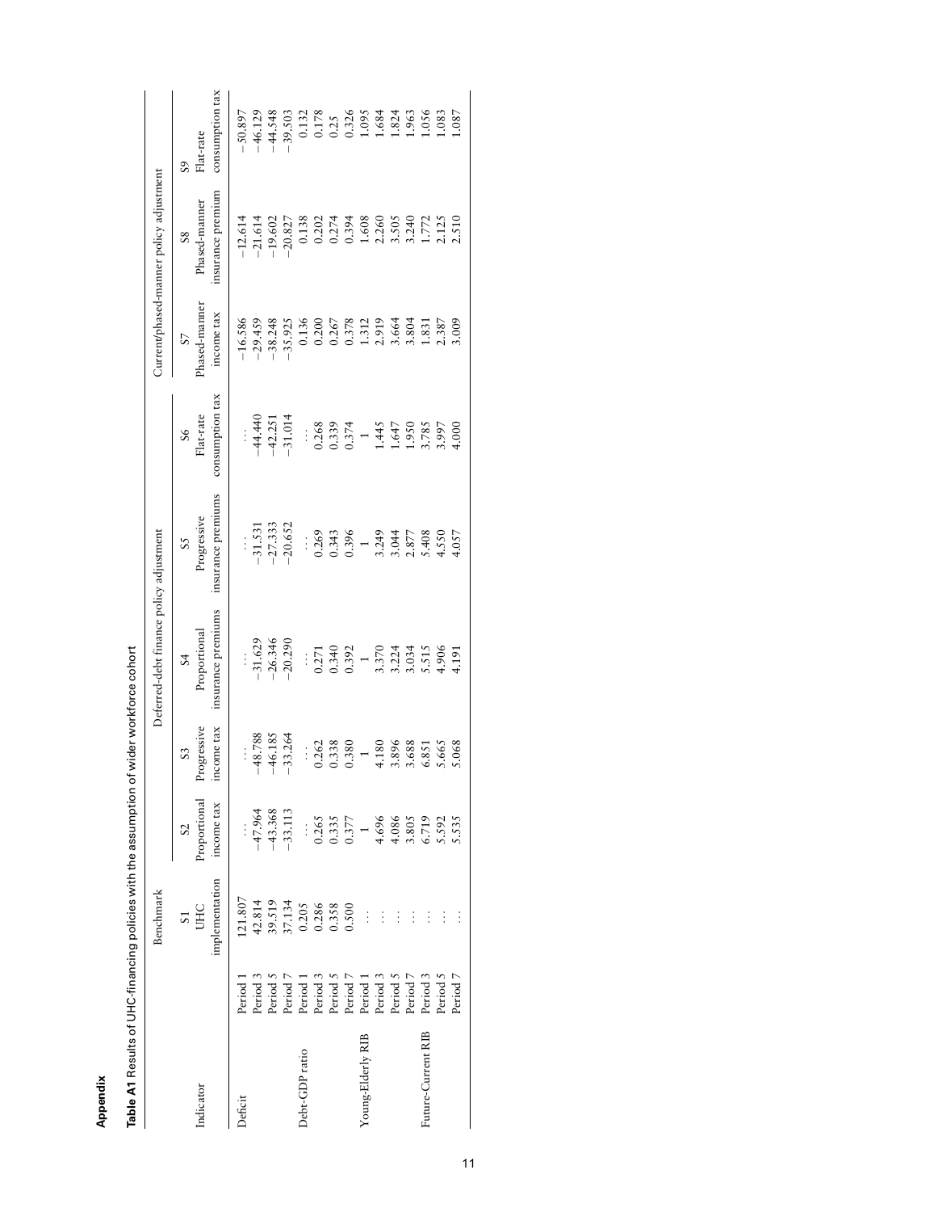## Appendix

**Table A1** Results of UHC-financing policies with the assumption of wider workforce cohort

| Indicator | | Benchmark | Deferred-debt finance policy adjustment | | | | | Current/phased-manner policy adjustment | | |
|---|---|---|---|---|---|---|---|---|---|---|
| | | S1 UHC implementation | S2 Proportional income tax | S3 Progressive income tax | S4 Proportional insurance premiums | S5 Progressive insurance premiums | S6 Flat-rate consumption tax | S7 Phased-manner income tax | S8 Phased-manner insurance premium | S9 Flat-rate consumption tax |
| Deficit | Period 1 | 121.807 | … | … | … | … | … | −16.586 | −12.614 | −50.897 |
| | Period 3 | 42.814 | −47.964 | −48.788 | −31.629 | −31.531 | −44.440 | −29.459 | −21.614 | −46.129 |
| | Period 5 | 39.519 | −43.368 | −46.185 | −26.346 | −27.333 | −42.251 | −38.248 | −19.602 | −44.548 |
| | Period 7 | 37.134 | −33.113 | −33.264 | −20.290 | −20.652 | −31.014 | −35.925 | −20.827 | −39.503 |
| Debt-GDP ratio | Period 1 | 0.205 | … | … | … | … | … | 0.136 | 0.138 | 0.132 |
| | Period 3 | 0.286 | 0.265 | 0.262 | 0.271 | 0.269 | 0.268 | 0.200 | 0.202 | 0.178 |
| | Period 5 | 0.358 | 0.335 | 0.338 | 0.340 | 0.343 | 0.339 | 0.267 | 0.274 | 0.25 |
| | Period 7 | 0.500 | 0.377 | 0.380 | 0.392 | 0.396 | 0.374 | 0.378 | 0.394 | 0.326 |
| Young-Elderly RIB | Period 1 | … | 1 | 1 | 1 | 1 | 1 | 1.312 | 1.608 | 1.095 |
| | Period 3 | … | 4.696 | 4.180 | 3.370 | 3.249 | 1.445 | 2.919 | 2.260 | 1.684 |
| | Period 5 | … | 4.086 | 3.896 | 3.224 | 3.044 | 1.647 | 3.664 | 3.505 | 1.824 |
| | Period 7 | … | 3.805 | 3.688 | 3.034 | 2.877 | 1.950 | 3.804 | 3.240 | 1.963 |
| Future-Current RIB | Period 3 | … | 6.719 | 6.851 | 5.515 | 5.408 | 3.785 | 1.831 | 1.772 | 1.056 |
| | Period 5 | … | 5.592 | 5.665 | 4.906 | 4.550 | 3.997 | 2.387 | 2.125 | 1.083 |
| | Period 7 | … | 5.535 | 5.068 | 4.191 | 4.057 | 4.000 | 3.009 | 2.510 | 1.087 |